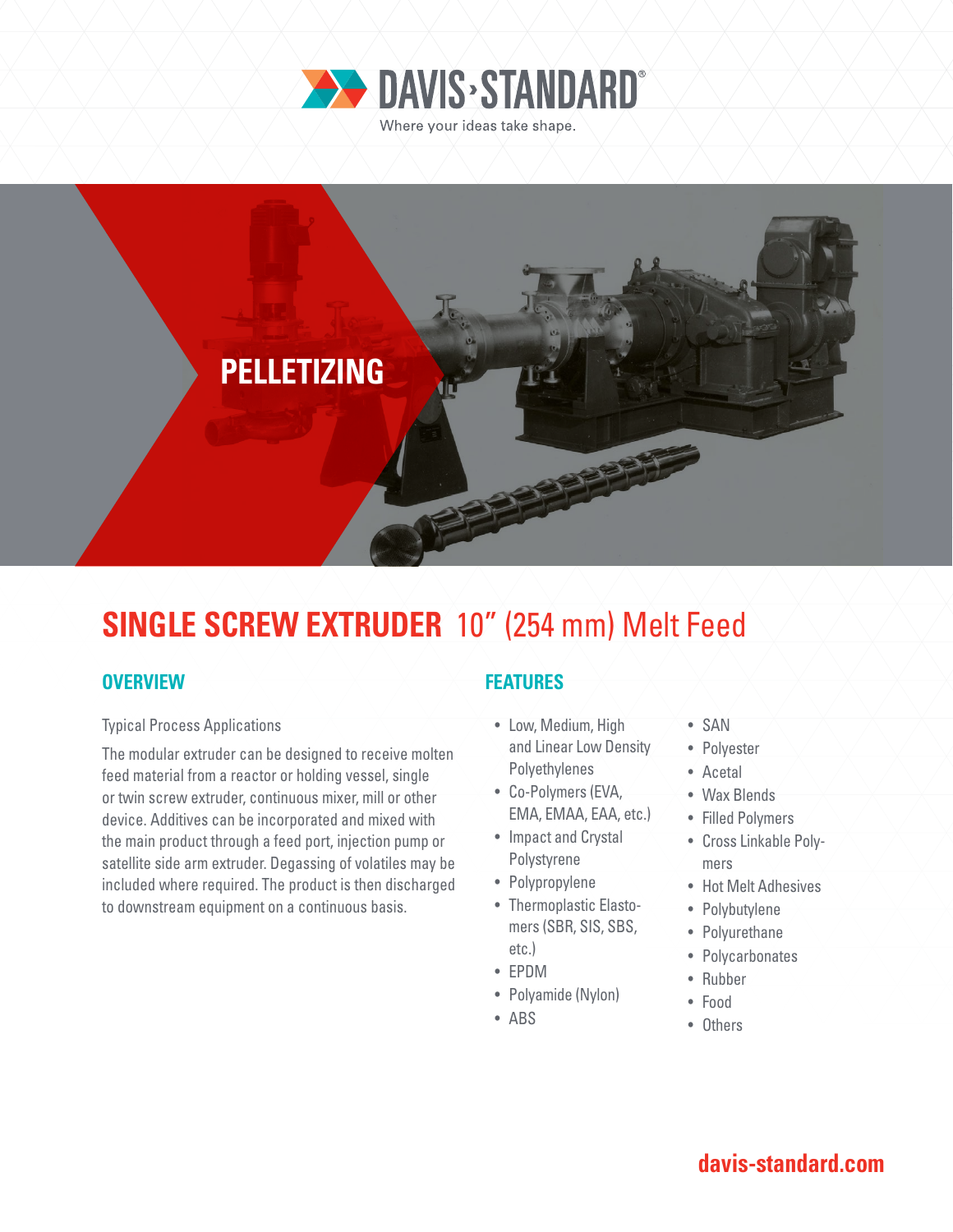DAVIS-STANDARD®

Where your ideas take shape.

PELLETIZING

# SINGLE SCREW EXTRUDER 10" (254 mm) Melt Feed

## OVERVIEW

Typical Process Applications

The modular extruder can be designed to receive molten feed material from a reactor or holding vessel, single or twin screw extruder, continuous mixer, mill or other device. Additives can be incorporated and mixed with the main product through a feed port, injection pump or satellite side arm extruder. Degassing of volatiles may be included where required. The product is then discharged to downstream equipment on a continuous basis.

## FEATURES

- Low, Medium, High and Linear Low Density Polyethylenes
- Co-Polymers (EVA, EMA, EMAA, EAA, etc.)
- Impact and Crystal Polystyrene
- Polypropylene
- Thermoplastic Elastomers (SBR, SIS, SBS, etc.)
- EPDM
- Polyamide (Nylon)
- ABS
- SAN
- Polyester
- Acetal
- Wax Blends
- Filled Polymers
- Cross Linkable Polymers
- Hot Melt Adhesives
- Polybutylene
- Polyurethane
- Polycarbonates
- Rubber
- Food
- Others

davis-standard.com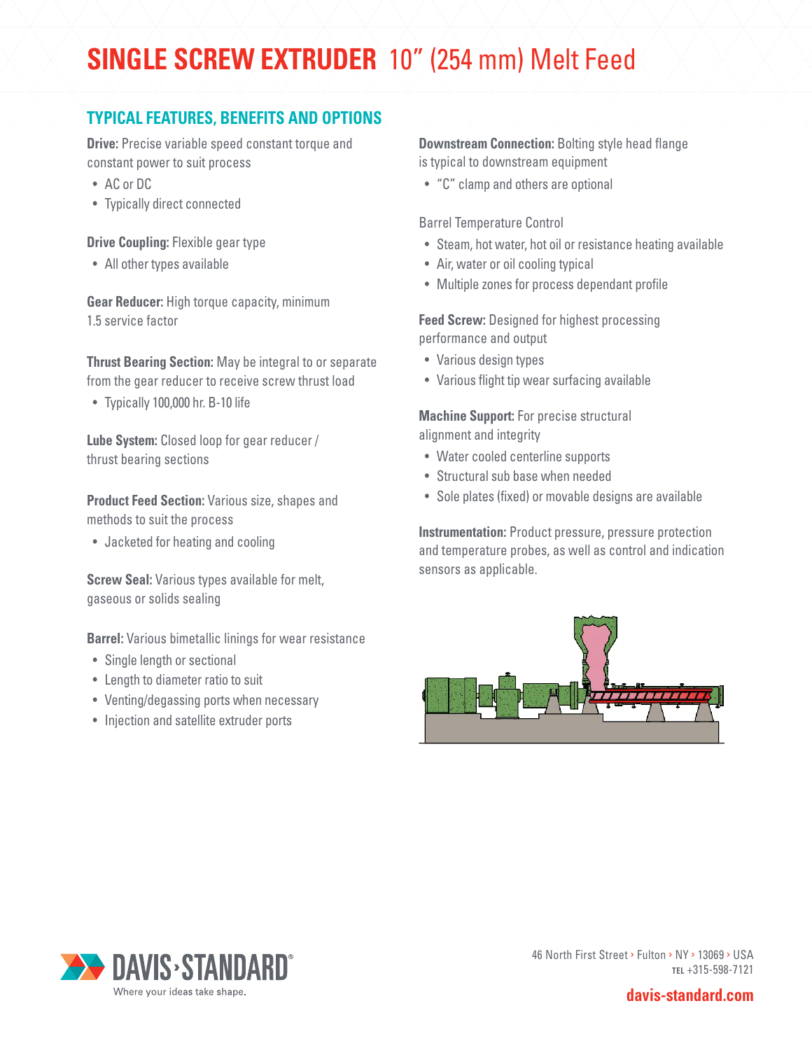# SINGLE SCREW EXTRUDER 10" (254 mm) Melt Feed

## TYPICAL FEATURES, BENEFITS AND OPTIONS

**Drive:** Precise variable speed constant torque and constant power to suit process

- AC or DC
- Typically direct connected

**Drive Coupling:** Flexible gear type

- All other types available

**Gear Reducer:** High torque capacity, minimum 1.5 service factor

**Thrust Bearing Section:** May be integral to or separate from the gear reducer to receive screw thrust load

- Typically 100,000 hr. B-10 life

**Lube System:** Closed loop for gear reducer / thrust bearing sections

**Product Feed Section:** Various size, shapes and methods to suit the process

- Jacketed for heating and cooling

**Screw Seal:** Various types available for melt, gaseous or solids sealing

**Barrel:** Various bimetallic linings for wear resistance

- Single length or sectional
- Length to diameter ratio to suit
- Venting/degassing ports when necessary
- Injection and satellite extruder ports

**Downstream Connection:** Bolting style head flange is typical to downstream equipment

- "C" clamp and others are optional

Barrel Temperature Control

- Steam, hot water, hot oil or resistance heating available
- Air, water or oil cooling typical
- Multiple zones for process dependant profile

**Feed Screw:** Designed for highest processing performance and output

- Various design types
- Various flight tip wear surfacing available

**Machine Support:** For precise structural alignment and integrity

- Water cooled centerline supports
- Structural sub base when needed
- Sole plates (fixed) or movable designs are available

**Instrumentation:** Product pressure, pressure protection and temperature probes, as well as control and indication sensors as applicable.

DAVIS·STANDARD®
Where your ideas take shape.

46 North First Street › Fulton › NY › 13069 › USA
TEL +315-598-7121

davis-standard.com